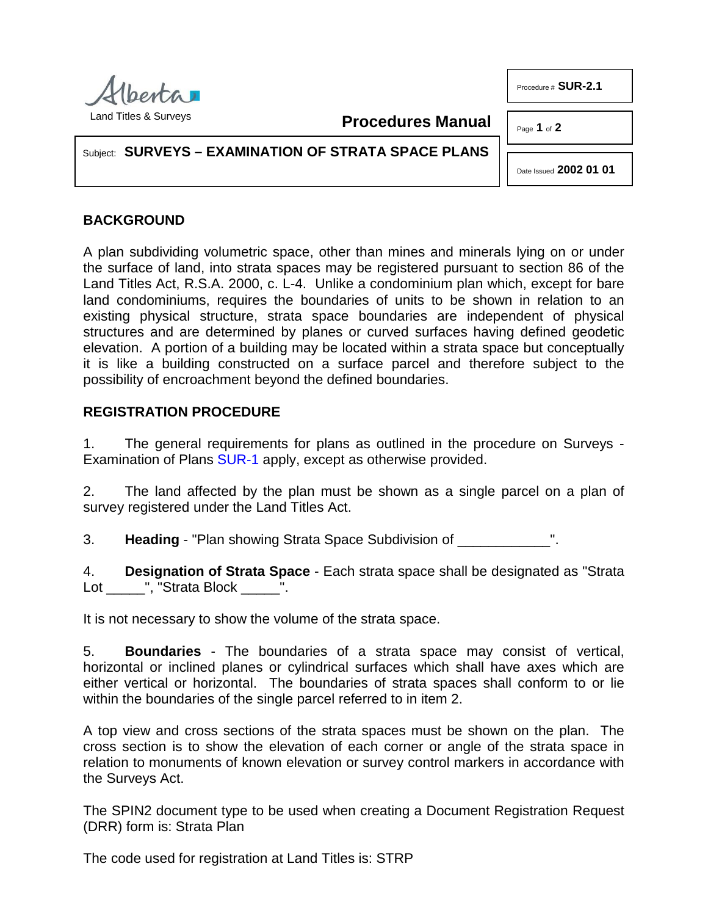Alberta

Land Titles & Surveys

**Procedures Manual**

Procedure # **SUR-2.1**

Subject: **SURVEYS – EXAMINATION OF STRATA SPACE PLANS**

Date Issued **2002 01 01**

## BACKGROUND

A plan subdividing volumetric space, other than mines and minerals lying on or under the surface of land, into strata spaces may be registered pursuant to section 86 of the Land Titles Act, R.S.A. 2000, c. L-4. Unlike a condominium plan which, except for bare land condominiums, requires the boundaries of units to be shown in relation to an existing physical structure, strata space boundaries are independent of physical structures and are determined by planes or curved surfaces having defined geodetic elevation. A portion of a building may be located within a strata space but conceptually it is like a building constructed on a surface parcel and therefore subject to the possibility of encroachment beyond the defined boundaries.

## REGISTRATION PROCEDURE

1. The general requirements for plans as outlined in the procedure on Surveys - Examination of Plans SUR-1 apply, except as otherwise provided.

2. The land affected by the plan must be shown as a single parcel on a plan of survey registered under the Land Titles Act.

3. **Heading** - "Plan showing Strata Space Subdivision of ____________".

4. **Designation of Strata Space** - Each strata space shall be designated as "Strata Lot _____", "Strata Block _____".

It is not necessary to show the volume of the strata space.

5. **Boundaries** - The boundaries of a strata space may consist of vertical, horizontal or inclined planes or cylindrical surfaces which shall have axes which are either vertical or horizontal. The boundaries of strata spaces shall conform to or lie within the boundaries of the single parcel referred to in item 2.

A top view and cross sections of the strata spaces must be shown on the plan. The cross section is to show the elevation of each corner or angle of the strata space in relation to monuments of known elevation or survey control markers in accordance with the Surveys Act.

The SPIN2 document type to be used when creating a Document Registration Request (DRR) form is: Strata Plan

The code used for registration at Land Titles is: STRP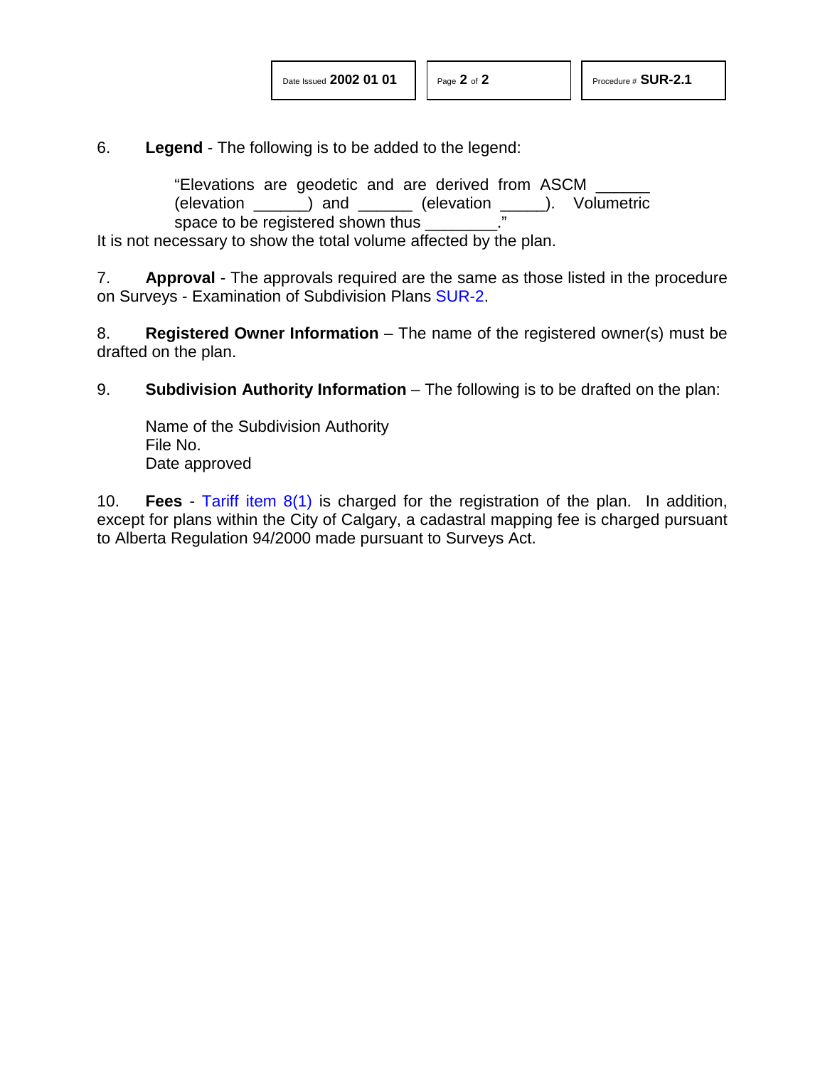6. **Legend** - The following is to be added to the legend:

> "Elevations are geodetic and are derived from ASCM ______ (elevation ______) and ______ (elevation _____). Volumetric space to be registered shown thus ________."

It is not necessary to show the total volume affected by the plan.

7. **Approval** - The approvals required are the same as those listed in the procedure on Surveys - Examination of Subdivision Plans SUR-2.

8. **Registered Owner Information** – The name of the registered owner(s) must be drafted on the plan.

9. **Subdivision Authority Information** – The following is to be drafted on the plan:

   Name of the Subdivision Authority
   File No.
   Date approved

10. **Fees** - Tariff item 8(1) is charged for the registration of the plan. In addition, except for plans within the City of Calgary, a cadastral mapping fee is charged pursuant to Alberta Regulation 94/2000 made pursuant to Surveys Act.